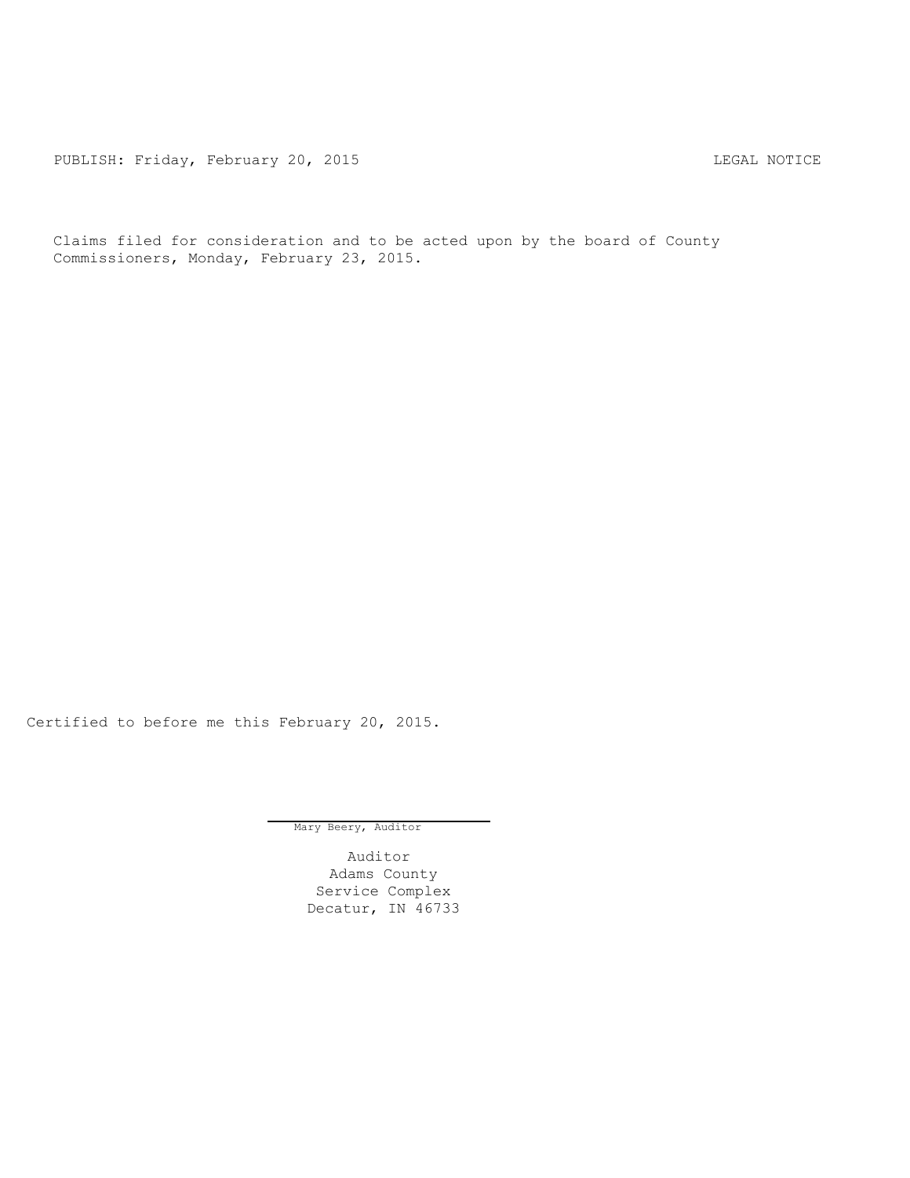PUBLISH: Friday, February 20, 2015 LEGAL NOTICE

Claims filed for consideration and to be acted upon by the board of County Commissioners, Monday, February 23, 2015.

Certified to before me this February 20, 2015.

Mary Beery, Auditor

Auditor
Adams County
Service Complex
Decatur, IN 46733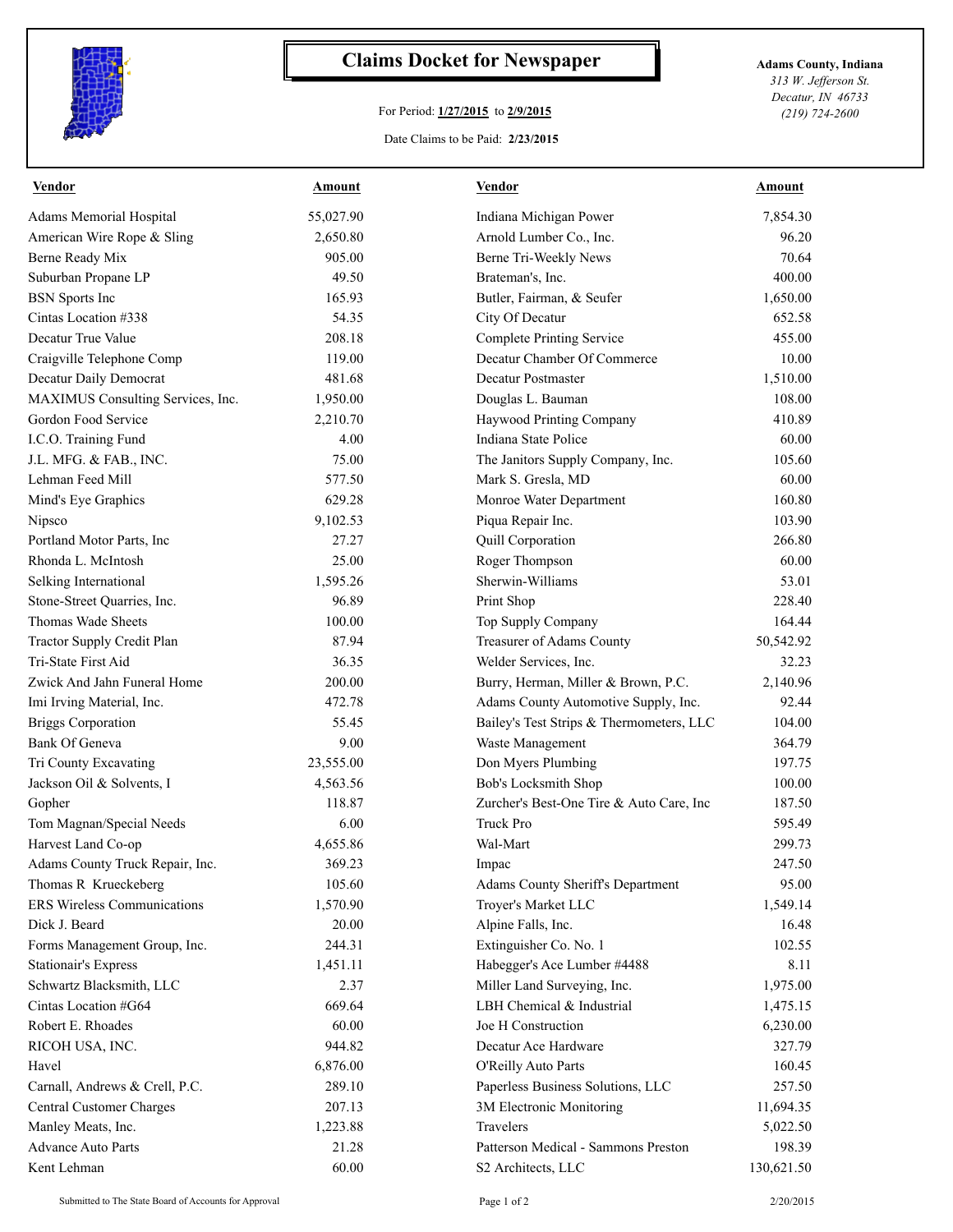# Claims Docket for Newspaper

For Period: **1/27/2015** to **2/9/2015**

Date Claims to be Paid: **2/23/2015**

**Adams County, Indiana**
*313 W. Jefferson St.*
*Decatur, IN 46733*
*(219) 724-2600*

| Vendor | Amount | Vendor | Amount |
|---|---|---|---|
| Adams Memorial Hospital | 55,027.90 | Indiana Michigan Power | 7,854.30 |
| American Wire Rope & Sling | 2,650.80 | Arnold Lumber Co., Inc. | 96.20 |
| Berne Ready Mix | 905.00 | Berne Tri-Weekly News | 70.64 |
| Suburban Propane LP | 49.50 | Brateman's, Inc. | 400.00 |
| BSN Sports Inc | 165.93 | Butler, Fairman, & Seufer | 1,650.00 |
| Cintas Location #338 | 54.35 | City Of Decatur | 652.58 |
| Decatur True Value | 208.18 | Complete Printing Service | 455.00 |
| Craigville Telephone Comp | 119.00 | Decatur Chamber Of Commerce | 10.00 |
| Decatur Daily Democrat | 481.68 | Decatur Postmaster | 1,510.00 |
| MAXIMUS Consulting Services, Inc. | 1,950.00 | Douglas L. Bauman | 108.00 |
| Gordon Food Service | 2,210.70 | Haywood Printing Company | 410.89 |
| I.C.O. Training Fund | 4.00 | Indiana State Police | 60.00 |
| J.L. MFG. & FAB., INC. | 75.00 | The Janitors Supply Company, Inc. | 105.60 |
| Lehman Feed Mill | 577.50 | Mark S. Gresla, MD | 60.00 |
| Mind's Eye Graphics | 629.28 | Monroe Water Department | 160.80 |
| Nipsco | 9,102.53 | Piqua Repair Inc. | 103.90 |
| Portland Motor Parts, Inc | 27.27 | Quill Corporation | 266.80 |
| Rhonda L. McIntosh | 25.00 | Roger Thompson | 60.00 |
| Selking International | 1,595.26 | Sherwin-Williams | 53.01 |
| Stone-Street Quarries, Inc. | 96.89 | Print Shop | 228.40 |
| Thomas Wade Sheets | 100.00 | Top Supply Company | 164.44 |
| Tractor Supply Credit Plan | 87.94 | Treasurer of Adams County | 50,542.92 |
| Tri-State First Aid | 36.35 | Welder Services, Inc. | 32.23 |
| Zwick And Jahn Funeral Home | 200.00 | Burry, Herman, Miller & Brown, P.C. | 2,140.96 |
| Imi Irving Material, Inc. | 472.78 | Adams County Automotive Supply, Inc. | 92.44 |
| Briggs Corporation | 55.45 | Bailey's Test Strips & Thermometers, LLC | 104.00 |
| Bank Of Geneva | 9.00 | Waste Management | 364.79 |
| Tri County Excavating | 23,555.00 | Don Myers Plumbing | 197.75 |
| Jackson Oil & Solvents, I | 4,563.56 | Bob's Locksmith Shop | 100.00 |
| Gopher | 118.87 | Zurcher's Best-One Tire & Auto Care, Inc | 187.50 |
| Tom Magnan/Special Needs | 6.00 | Truck Pro | 595.49 |
| Harvest Land Co-op | 4,655.86 | Wal-Mart | 299.73 |
| Adams County Truck Repair, Inc. | 369.23 | Impac | 247.50 |
| Thomas R Krueckeberg | 105.60 | Adams County Sheriff's Department | 95.00 |
| ERS Wireless Communications | 1,570.90 | Troyer's Market LLC | 1,549.14 |
| Dick J. Beard | 20.00 | Alpine Falls, Inc. | 16.48 |
| Forms Management Group, Inc. | 244.31 | Extinguisher Co. No. 1 | 102.55 |
| Stationair's Express | 1,451.11 | Habegger's Ace Lumber #4488 | 8.11 |
| Schwartz Blacksmith, LLC | 2.37 | Miller Land Surveying, Inc. | 1,975.00 |
| Cintas Location #G64 | 669.64 | LBH Chemical & Industrial | 1,475.15 |
| Robert E. Rhoades | 60.00 | Joe H Construction | 6,230.00 |
| RICOH USA, INC. | 944.82 | Decatur Ace Hardware | 327.79 |
| Havel | 6,876.00 | O'Reilly Auto Parts | 160.45 |
| Carnall, Andrews & Crell, P.C. | 289.10 | Paperless Business Solutions, LLC | 257.50 |
| Central Customer Charges | 207.13 | 3M Electronic Monitoring | 11,694.35 |
| Manley Meats, Inc. | 1,223.88 | Travelers | 5,022.50 |
| Advance Auto Parts | 21.28 | Patterson Medical - Sammons Preston | 198.39 |
| Kent Lehman | 60.00 | S2 Architects, LLC | 130,621.50 |

Submitted to The State Board of Accounts for Approval 2/20/2015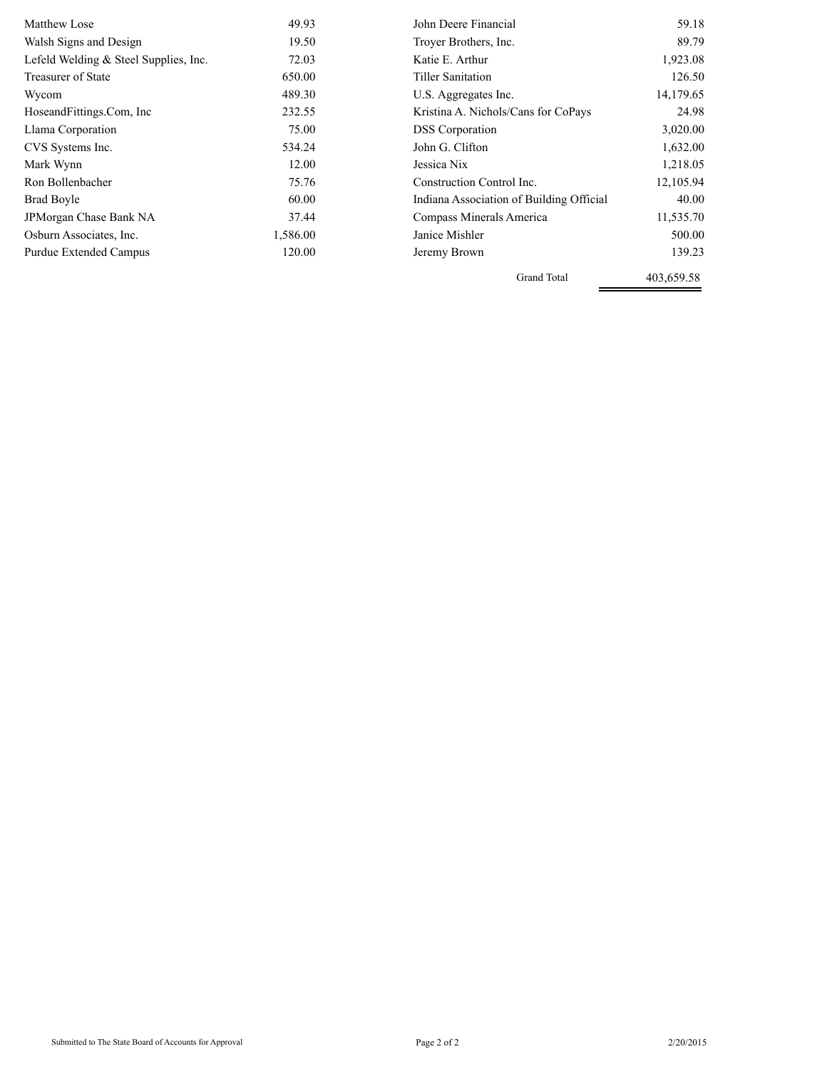| | |
|---|---|
| Matthew Lose | 49.93 |
| Walsh Signs and Design | 19.50 |
| Lefeld Welding & Steel Supplies, Inc. | 72.03 |
| Treasurer of State | 650.00 |
| Wycom | 489.30 |
| HoseandFittings.Com, Inc | 232.55 |
| Llama Corporation | 75.00 |
| CVS Systems Inc. | 534.24 |
| Mark Wynn | 12.00 |
| Ron Bollenbacher | 75.76 |
| Brad Boyle | 60.00 |
| JPMorgan Chase Bank NA | 37.44 |
| Osburn Associates, Inc. | 1,586.00 |
| Purdue Extended Campus | 120.00 |
| John Deere Financial | 59.18 |
| Troyer Brothers, Inc. | 89.79 |
| Katie E. Arthur | 1,923.08 |
| Tiller Sanitation | 126.50 |
| U.S. Aggregates Inc. | 14,179.65 |
| Kristina A. Nichols/Cans for CoPays | 24.98 |
| DSS Corporation | 3,020.00 |
| John G. Clifton | 1,632.00 |
| Jessica Nix | 1,218.05 |
| Construction Control Inc. | 12,105.94 |
| Indiana Association of Building Official | 40.00 |
| Compass Minerals America | 11,535.70 |
| Janice Mishler | 500.00 |
| Jeremy Brown | 139.23 |
| Grand Total | 403,659.58 |

Submitted to The State Board of Accounts for Approval

2/20/2015